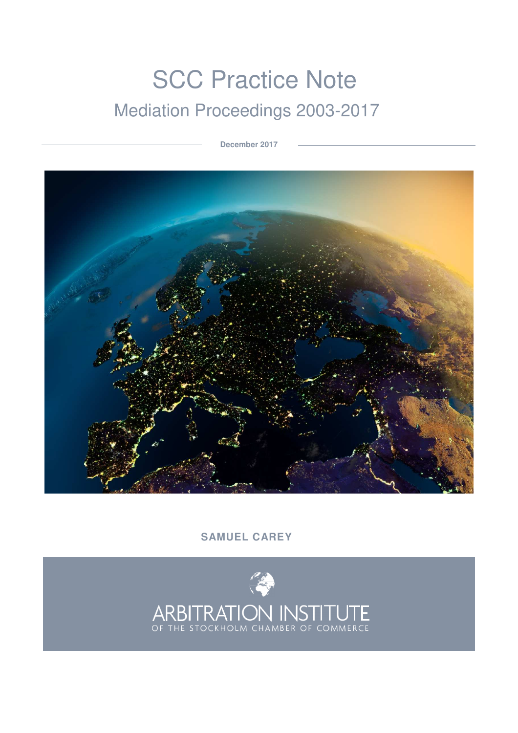# SCC Practice Note

## Mediation Proceedings 2003-2017

December 2017

SAMUEL CAREY

ARBITRATION INSTITUTE
OF THE STOCKHOLM CHAMBER OF COMMERCE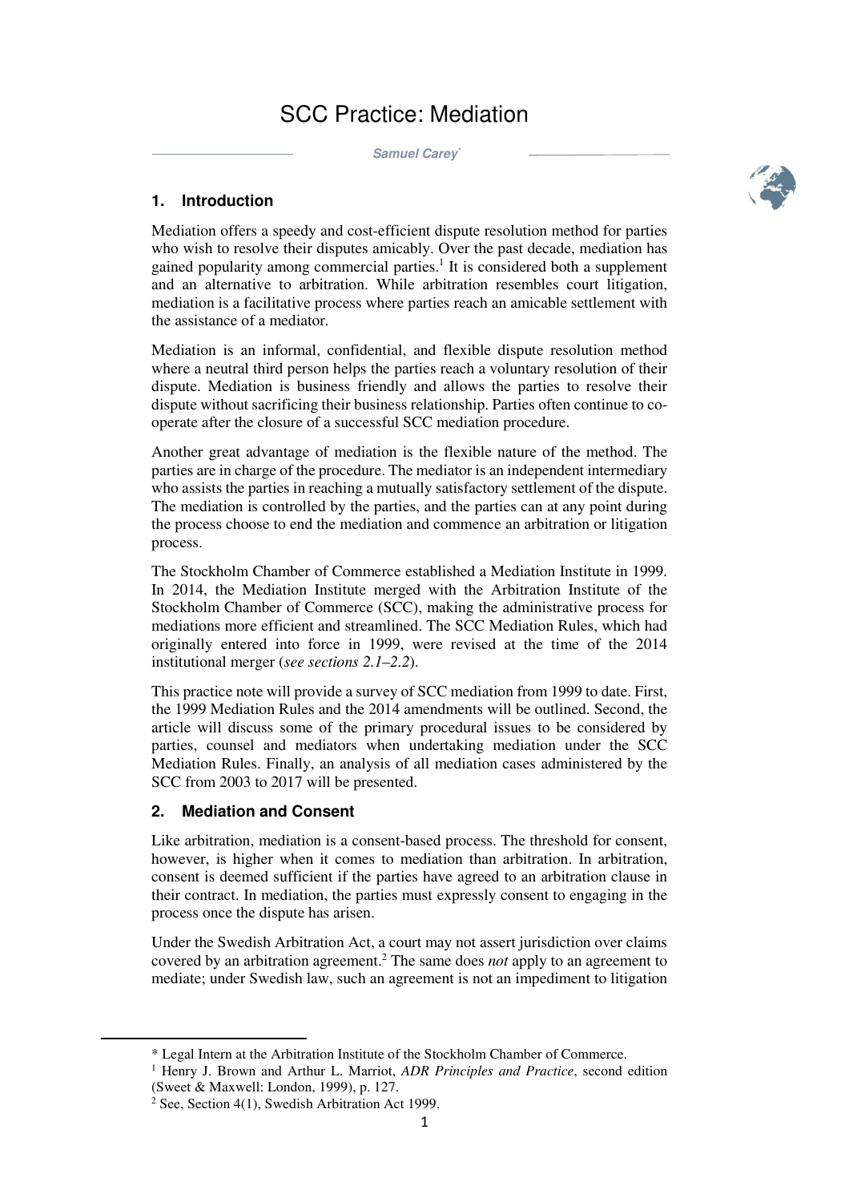# SCC Practice: Mediation

**Samuel Carey***

## 1. Introduction

Mediation offers a speedy and cost-efficient dispute resolution method for parties who wish to resolve their disputes amicably. Over the past decade, mediation has gained popularity among commercial parties.[1] It is considered both a supplement and an alternative to arbitration. While arbitration resembles court litigation, mediation is a facilitative process where parties reach an amicable settlement with the assistance of a mediator.

Mediation is an informal, confidential, and flexible dispute resolution method where a neutral third person helps the parties reach a voluntary resolution of their dispute. Mediation is business friendly and allows the parties to resolve their dispute without sacrificing their business relationship. Parties often continue to co-operate after the closure of a successful SCC mediation procedure.

Another great advantage of mediation is the flexible nature of the method. The parties are in charge of the procedure. The mediator is an independent intermediary who assists the parties in reaching a mutually satisfactory settlement of the dispute. The mediation is controlled by the parties, and the parties can at any point during the process choose to end the mediation and commence an arbitration or litigation process.

The Stockholm Chamber of Commerce established a Mediation Institute in 1999. In 2014, the Mediation Institute merged with the Arbitration Institute of the Stockholm Chamber of Commerce (SCC), making the administrative process for mediations more efficient and streamlined. The SCC Mediation Rules, which had originally entered into force in 1999, were revised at the time of the 2014 institutional merger (*see sections 2.1–2.2*).

This practice note will provide a survey of SCC mediation from 1999 to date. First, the 1999 Mediation Rules and the 2014 amendments will be outlined. Second, the article will discuss some of the primary procedural issues to be considered by parties, counsel and mediators when undertaking mediation under the SCC Mediation Rules. Finally, an analysis of all mediation cases administered by the SCC from 2003 to 2017 will be presented.

## 2. Mediation and Consent

Like arbitration, mediation is a consent-based process. The threshold for consent, however, is higher when it comes to mediation than arbitration. In arbitration, consent is deemed sufficient if the parties have agreed to an arbitration clause in their contract. In mediation, the parties must expressly consent to engaging in the process once the dispute has arisen.

Under the Swedish Arbitration Act, a court may not assert jurisdiction over claims covered by an arbitration agreement.[2] The same does *not* apply to an agreement to mediate; under Swedish law, such an agreement is not an impediment to litigation

---

\* Legal Intern at the Arbitration Institute of the Stockholm Chamber of Commerce.

[1] Henry J. Brown and Arthur L. Marriot, *ADR Principles and Practice*, second edition (Sweet & Maxwell: London, 1999), p. 127.

[2] See, Section 4(1), Swedish Arbitration Act 1999.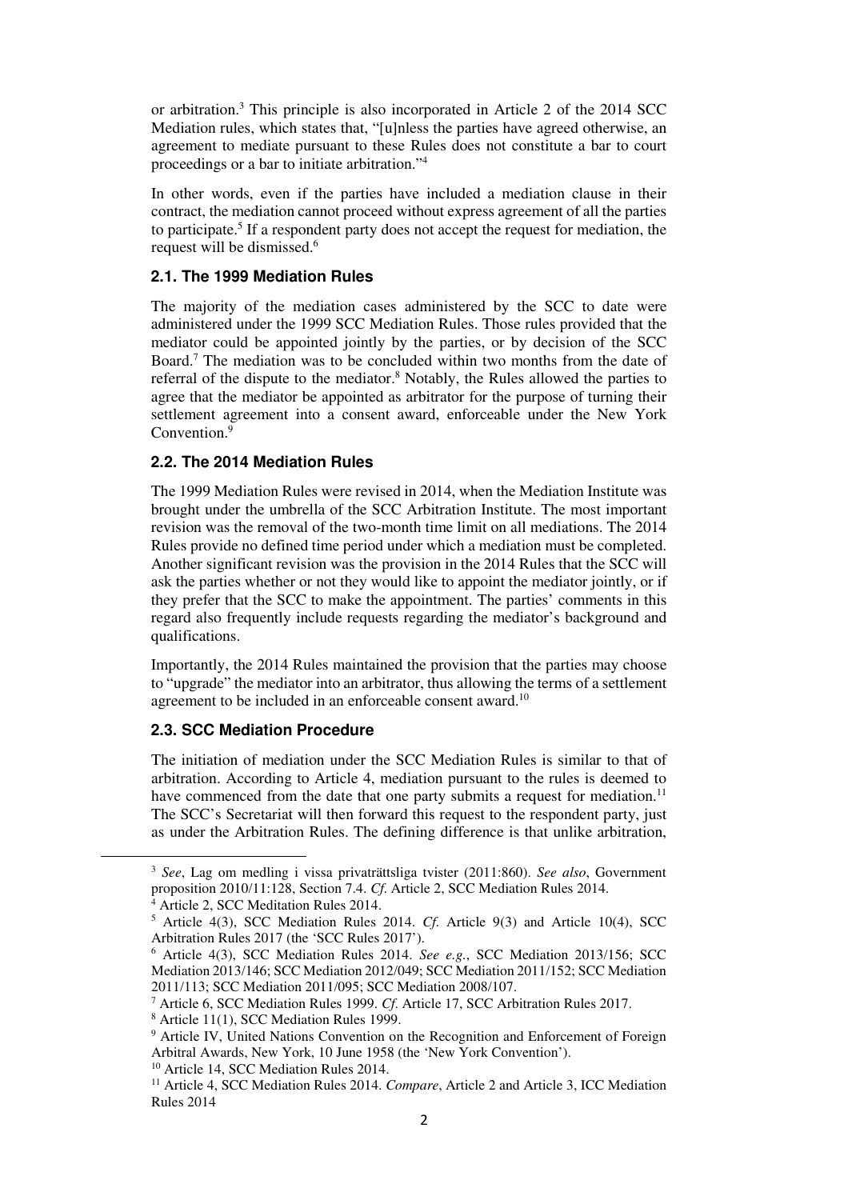or arbitration.[3] This principle is also incorporated in Article 2 of the 2014 SCC Mediation rules, which states that, "[u]nless the parties have agreed otherwise, an agreement to mediate pursuant to these Rules does not constitute a bar to court proceedings or a bar to initiate arbitration."[4]

In other words, even if the parties have included a mediation clause in their contract, the mediation cannot proceed without express agreement of all the parties to participate.[5] If a respondent party does not accept the request for mediation, the request will be dismissed.[6]

### 2.1. The 1999 Mediation Rules

The majority of the mediation cases administered by the SCC to date were administered under the 1999 SCC Mediation Rules. Those rules provided that the mediator could be appointed jointly by the parties, or by decision of the SCC Board.[7] The mediation was to be concluded within two months from the date of referral of the dispute to the mediator.[8] Notably, the Rules allowed the parties to agree that the mediator be appointed as arbitrator for the purpose of turning their settlement agreement into a consent award, enforceable under the New York Convention.[9]

### 2.2. The 2014 Mediation Rules

The 1999 Mediation Rules were revised in 2014, when the Mediation Institute was brought under the umbrella of the SCC Arbitration Institute. The most important revision was the removal of the two-month time limit on all mediations. The 2014 Rules provide no defined time period under which a mediation must be completed. Another significant revision was the provision in the 2014 Rules that the SCC will ask the parties whether or not they would like to appoint the mediator jointly, or if they prefer that the SCC to make the appointment. The parties' comments in this regard also frequently include requests regarding the mediator's background and qualifications.

Importantly, the 2014 Rules maintained the provision that the parties may choose to "upgrade" the mediator into an arbitrator, thus allowing the terms of a settlement agreement to be included in an enforceable consent award.[10]

### 2.3. SCC Mediation Procedure

The initiation of mediation under the SCC Mediation Rules is similar to that of arbitration. According to Article 4, mediation pursuant to the rules is deemed to have commenced from the date that one party submits a request for mediation.[11] The SCC's Secretariat will then forward this request to the respondent party, just as under the Arbitration Rules. The defining difference is that unlike arbitration,

---

[3] *See*, Lag om medling i vissa privaträttsliga tvister (2011:860). *See also*, Government proposition 2010/11:128, Section 7.4. *Cf.* Article 2, SCC Mediation Rules 2014.

[4] Article 2, SCC Meditation Rules 2014.

[5] Article 4(3), SCC Mediation Rules 2014. *Cf.* Article 9(3) and Article 10(4), SCC Arbitration Rules 2017 (the 'SCC Rules 2017').

[6] Article 4(3), SCC Mediation Rules 2014. *See e.g.*, SCC Mediation 2013/156; SCC Mediation 2013/146; SCC Mediation 2012/049; SCC Mediation 2011/152; SCC Mediation 2011/113; SCC Mediation 2011/095; SCC Mediation 2008/107.

[7] Article 6, SCC Mediation Rules 1999. *Cf.* Article 17, SCC Arbitration Rules 2017.

[8] Article 11(1), SCC Mediation Rules 1999.

[9] Article IV, United Nations Convention on the Recognition and Enforcement of Foreign Arbitral Awards, New York, 10 June 1958 (the 'New York Convention').

[10] Article 14, SCC Mediation Rules 2014.

[11] Article 4, SCC Mediation Rules 2014. *Compare*, Article 2 and Article 3, ICC Mediation Rules 2014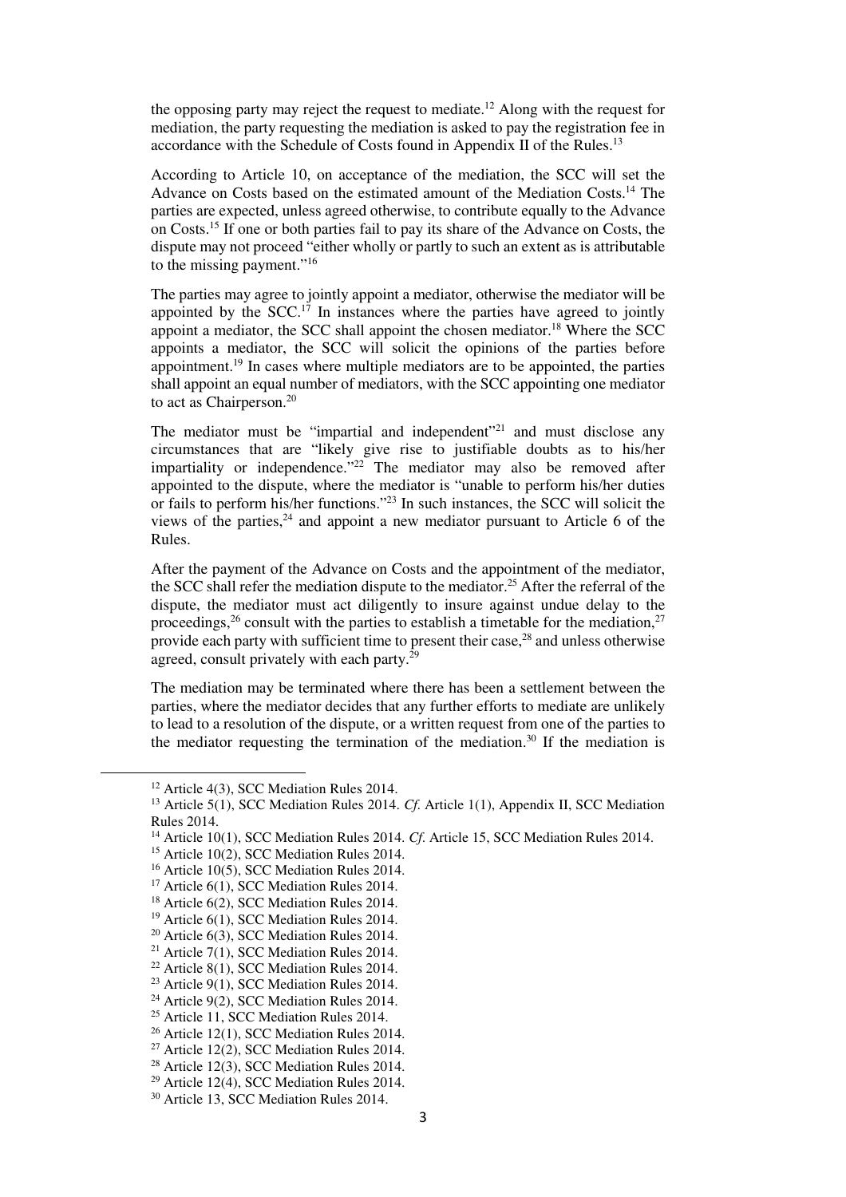the opposing party may reject the request to mediate.[12] Along with the request for mediation, the party requesting the mediation is asked to pay the registration fee in accordance with the Schedule of Costs found in Appendix II of the Rules.[13]

According to Article 10, on acceptance of the mediation, the SCC will set the Advance on Costs based on the estimated amount of the Mediation Costs.[14] The parties are expected, unless agreed otherwise, to contribute equally to the Advance on Costs.[15] If one or both parties fail to pay its share of the Advance on Costs, the dispute may not proceed "either wholly or partly to such an extent as is attributable to the missing payment."[16]

The parties may agree to jointly appoint a mediator, otherwise the mediator will be appointed by the SCC.[17] In instances where the parties have agreed to jointly appoint a mediator, the SCC shall appoint the chosen mediator.[18] Where the SCC appoints a mediator, the SCC will solicit the opinions of the parties before appointment.[19] In cases where multiple mediators are to be appointed, the parties shall appoint an equal number of mediators, with the SCC appointing one mediator to act as Chairperson.[20]

The mediator must be "impartial and independent"[21] and must disclose any circumstances that are "likely give rise to justifiable doubts as to his/her impartiality or independence."[22] The mediator may also be removed after appointed to the dispute, where the mediator is "unable to perform his/her duties or fails to perform his/her functions."[23] In such instances, the SCC will solicit the views of the parties,[24] and appoint a new mediator pursuant to Article 6 of the Rules.

After the payment of the Advance on Costs and the appointment of the mediator, the SCC shall refer the mediation dispute to the mediator.[25] After the referral of the dispute, the mediator must act diligently to insure against undue delay to the proceedings,[26] consult with the parties to establish a timetable for the mediation,[27] provide each party with sufficient time to present their case,[28] and unless otherwise agreed, consult privately with each party.[29]

The mediation may be terminated where there has been a settlement between the parties, where the mediator decides that any further efforts to mediate are unlikely to lead to a resolution of the dispute, or a written request from one of the parties to the mediator requesting the termination of the mediation.[30] If the mediation is

---

[12] Article 4(3), SCC Mediation Rules 2014.

[13] Article 5(1), SCC Mediation Rules 2014. *Cf.* Article 1(1), Appendix II, SCC Mediation Rules 2014.

[14] Article 10(1), SCC Mediation Rules 2014. *Cf.* Article 15, SCC Mediation Rules 2014.

[15] Article 10(2), SCC Mediation Rules 2014.

[16] Article 10(5), SCC Mediation Rules 2014.

[17] Article 6(1), SCC Mediation Rules 2014.

[18] Article 6(2), SCC Mediation Rules 2014.

[19] Article 6(1), SCC Mediation Rules 2014.

[20] Article 6(3), SCC Mediation Rules 2014.

[21] Article 7(1), SCC Mediation Rules 2014.

[22] Article 8(1), SCC Mediation Rules 2014.

[23] Article 9(1), SCC Mediation Rules 2014.

[24] Article 9(2), SCC Mediation Rules 2014.

[25] Article 11, SCC Mediation Rules 2014.

[26] Article 12(1), SCC Mediation Rules 2014.

[27] Article 12(2), SCC Mediation Rules 2014.

[28] Article 12(3), SCC Mediation Rules 2014.

[29] Article 12(4), SCC Mediation Rules 2014.

[30] Article 13, SCC Mediation Rules 2014.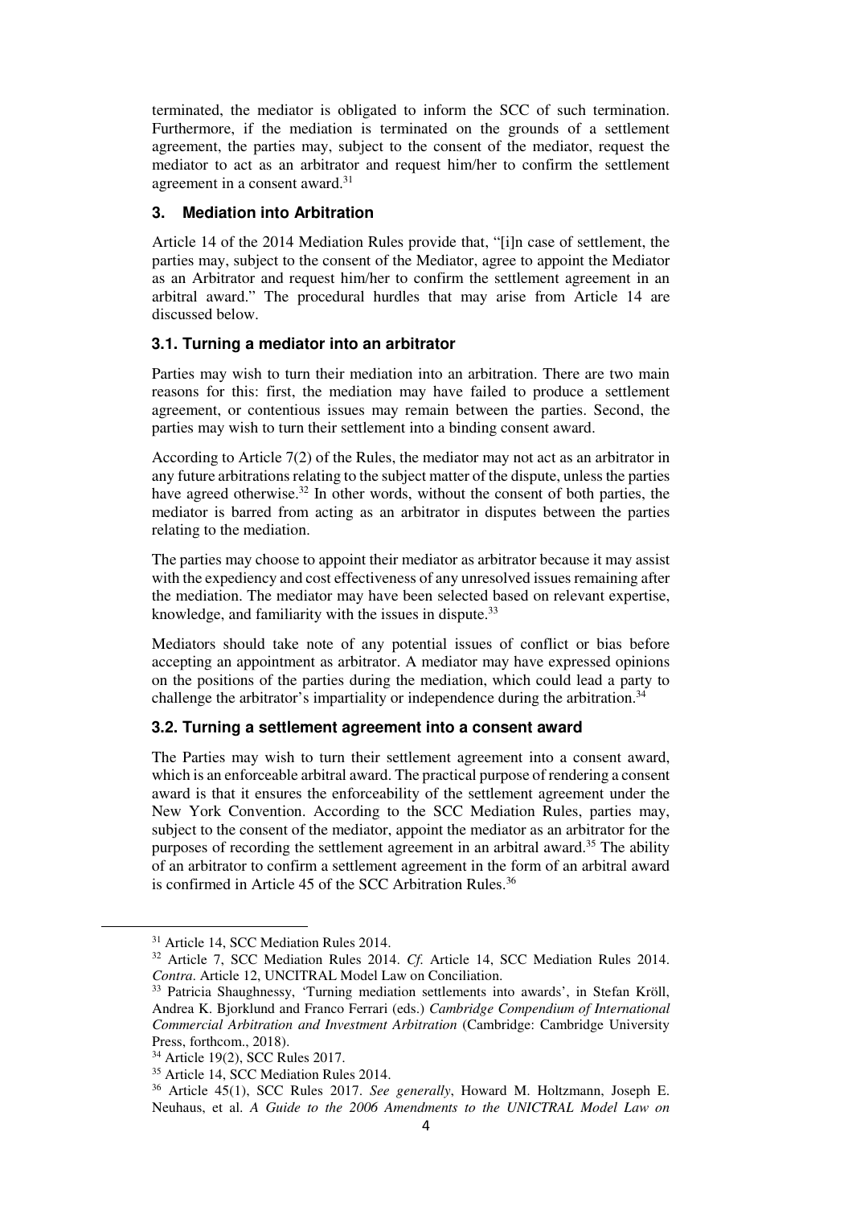terminated, the mediator is obligated to inform the SCC of such termination. Furthermore, if the mediation is terminated on the grounds of a settlement agreement, the parties may, subject to the consent of the mediator, request the mediator to act as an arbitrator and request him/her to confirm the settlement agreement in a consent award.[31]

### 3. Mediation into Arbitration

Article 14 of the 2014 Mediation Rules provide that, "[i]n case of settlement, the parties may, subject to the consent of the Mediator, agree to appoint the Mediator as an Arbitrator and request him/her to confirm the settlement agreement in an arbitral award." The procedural hurdles that may arise from Article 14 are discussed below.

#### 3.1. Turning a mediator into an arbitrator

Parties may wish to turn their mediation into an arbitration. There are two main reasons for this: first, the mediation may have failed to produce a settlement agreement, or contentious issues may remain between the parties. Second, the parties may wish to turn their settlement into a binding consent award.

According to Article 7(2) of the Rules, the mediator may not act as an arbitrator in any future arbitrations relating to the subject matter of the dispute, unless the parties have agreed otherwise.[32] In other words, without the consent of both parties, the mediator is barred from acting as an arbitrator in disputes between the parties relating to the mediation.

The parties may choose to appoint their mediator as arbitrator because it may assist with the expediency and cost effectiveness of any unresolved issues remaining after the mediation. The mediator may have been selected based on relevant expertise, knowledge, and familiarity with the issues in dispute.[33]

Mediators should take note of any potential issues of conflict or bias before accepting an appointment as arbitrator. A mediator may have expressed opinions on the positions of the parties during the mediation, which could lead a party to challenge the arbitrator's impartiality or independence during the arbitration.[34]

#### 3.2. Turning a settlement agreement into a consent award

The Parties may wish to turn their settlement agreement into a consent award, which is an enforceable arbitral award. The practical purpose of rendering a consent award is that it ensures the enforceability of the settlement agreement under the New York Convention. According to the SCC Mediation Rules, parties may, subject to the consent of the mediator, appoint the mediator as an arbitrator for the purposes of recording the settlement agreement in an arbitral award.[35] The ability of an arbitrator to confirm a settlement agreement in the form of an arbitral award is confirmed in Article 45 of the SCC Arbitration Rules.[36]

---

[31] Article 14, SCC Mediation Rules 2014.

[32] Article 7, SCC Mediation Rules 2014. *Cf.* Article 14, SCC Mediation Rules 2014. *Contra*. Article 12, UNCITRAL Model Law on Conciliation.

[33] Patricia Shaughnessy, 'Turning mediation settlements into awards', in Stefan Kröll, Andrea K. Bjorklund and Franco Ferrari (eds.) *Cambridge Compendium of International Commercial Arbitration and Investment Arbitration* (Cambridge: Cambridge University Press, forthcom., 2018).

[34] Article 19(2), SCC Rules 2017.

[35] Article 14, SCC Mediation Rules 2014.

[36] Article 45(1), SCC Rules 2017. *See generally*, Howard M. Holtzmann, Joseph E. Neuhaus, et al. *A Guide to the 2006 Amendments to the UNICTRAL Model Law on*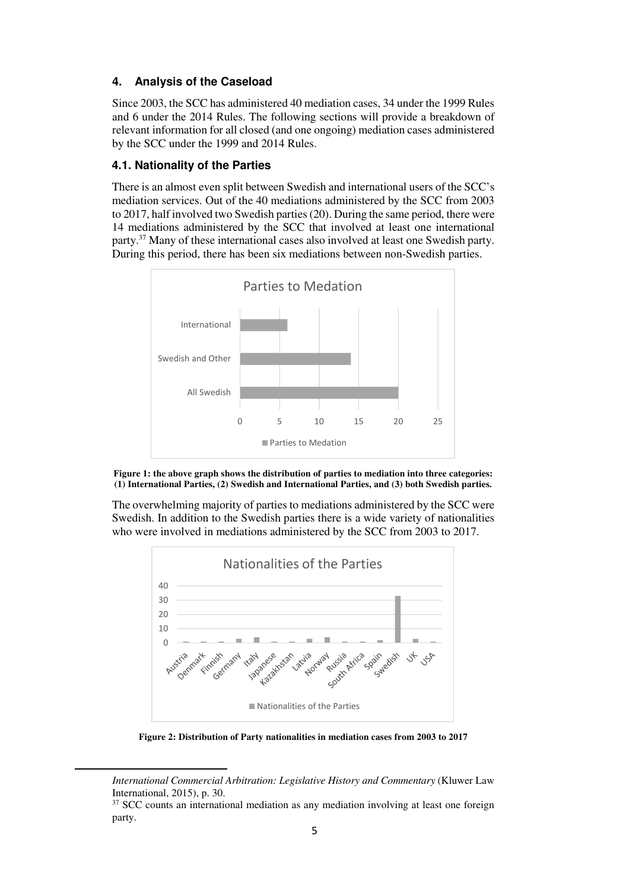## 4. Analysis of the Caseload

Since 2003, the SCC has administered 40 mediation cases, 34 under the 1999 Rules and 6 under the 2014 Rules. The following sections will provide a breakdown of relevant information for all closed (and one ongoing) mediation cases administered by the SCC under the 1999 and 2014 Rules.

### 4.1. Nationality of the Parties

There is an almost even split between Swedish and international users of the SCC's mediation services. Out of the 40 mediations administered by the SCC from 2003 to 2017, half involved two Swedish parties (20). During the same period, there were 14 mediations administered by the SCC that involved at least one international party.[37] Many of these international cases also involved at least one Swedish party. During this period, there has been six mediations between non-Swedish parties.

**Figure 1: the above graph shows the distribution of parties to mediation into three categories: (1) International Parties, (2) Swedish and International Parties, and (3) both Swedish parties.**

The overwhelming majority of parties to mediations administered by the SCC were Swedish. In addition to the Swedish parties there is a wide variety of nationalities who were involved in mediations administered by the SCC from 2003 to 2017.

**Figure 2: Distribution of Party nationalities in mediation cases from 2003 to 2017**

*International Commercial Arbitration: Legislative History and Commentary* (Kluwer Law International, 2015), p. 30.

[37] SCC counts an international mediation as any mediation involving at least one foreign party.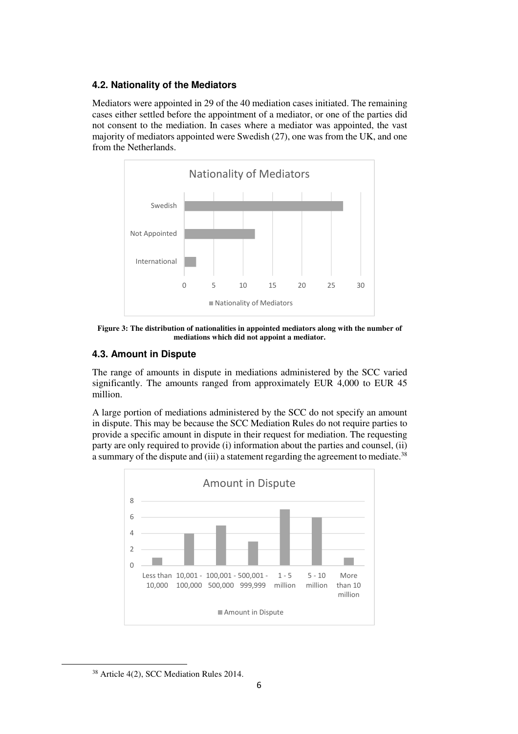### 4.2. Nationality of the Mediators

Mediators were appointed in 29 of the 40 mediation cases initiated. The remaining cases either settled before the appointment of a mediator, or one of the parties did not consent to the mediation. In cases where a mediator was appointed, the vast majority of mediators appointed were Swedish (27), one was from the UK, and one from the Netherlands.

**Figure 3: The distribution of nationalities in appointed mediators along with the number of mediations which did not appoint a mediator.**

### 4.3. Amount in Dispute

The range of amounts in dispute in mediations administered by the SCC varied significantly. The amounts ranged from approximately EUR 4,000 to EUR 45 million.

A large portion of mediations administered by the SCC do not specify an amount in dispute. This may be because the SCC Mediation Rules do not require parties to provide a specific amount in dispute in their request for mediation. The requesting party are only required to provide (i) information about the parties and counsel, (ii) a summary of the dispute and (iii) a statement regarding the agreement to mediate.[38]

[38] Article 4(2), SCC Mediation Rules 2014.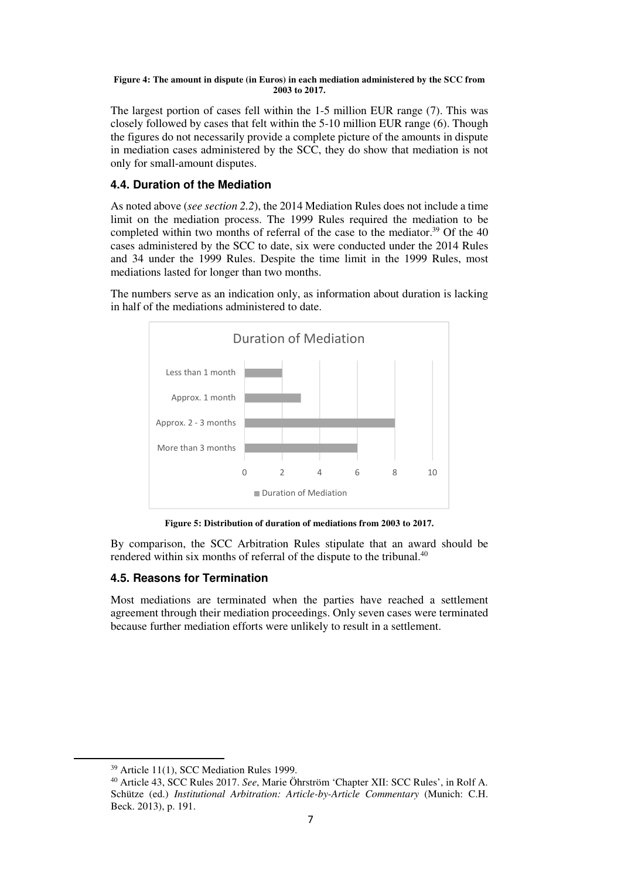**Figure 4: The amount in dispute (in Euros) in each mediation administered by the SCC from 2003 to 2017.**

The largest portion of cases fell within the 1-5 million EUR range (7). This was closely followed by cases that felt within the 5-10 million EUR range (6). Though the figures do not necessarily provide a complete picture of the amounts in dispute in mediation cases administered by the SCC, they do show that mediation is not only for small-amount disputes.

### 4.4. Duration of the Mediation

As noted above (*see section 2.2*), the 2014 Mediation Rules does not include a time limit on the mediation process. The 1999 Rules required the mediation to be completed within two months of referral of the case to the mediator.[39] Of the 40 cases administered by the SCC to date, six were conducted under the 2014 Rules and 34 under the 1999 Rules. Despite the time limit in the 1999 Rules, most mediations lasted for longer than two months.

The numbers serve as an indication only, as information about duration is lacking in half of the mediations administered to date.

**Figure 5: Distribution of duration of mediations from 2003 to 2017.**

By comparison, the SCC Arbitration Rules stipulate that an award should be rendered within six months of referral of the dispute to the tribunal.[40]

### 4.5. Reasons for Termination

Most mediations are terminated when the parties have reached a settlement agreement through their mediation proceedings. Only seven cases were terminated because further mediation efforts were unlikely to result in a settlement.

---

[39] Article 11(1), SCC Mediation Rules 1999.

[40] Article 43, SCC Rules 2017. *See*, Marie Öhrström 'Chapter XII: SCC Rules', in Rolf A. Schütze (ed.) *Institutional Arbitration: Article-by-Article Commentary* (Munich: C.H. Beck. 2013), p. 191.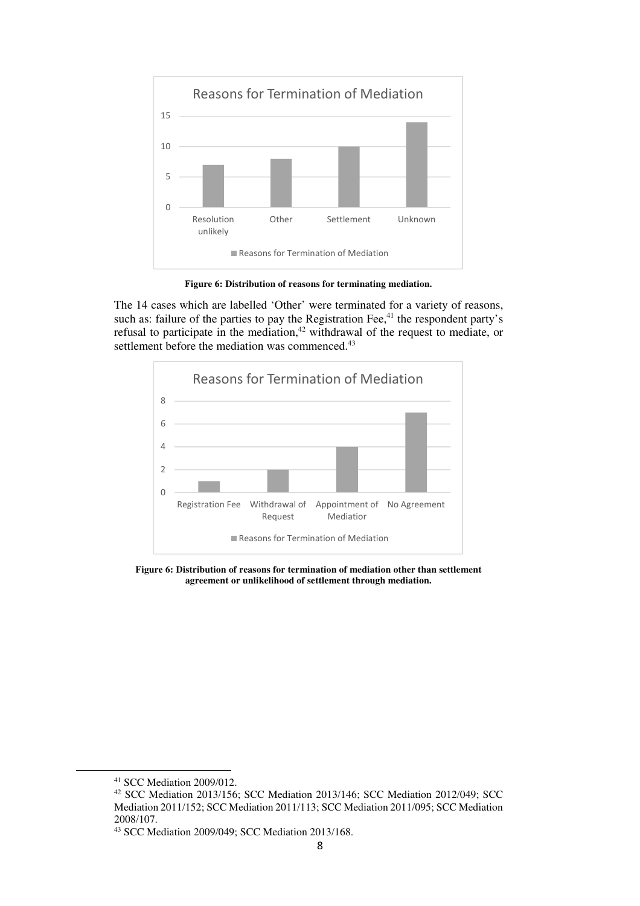Figure 6: Distribution of reasons for terminating mediation.

The 14 cases which are labelled 'Other' were terminated for a variety of reasons, such as: failure of the parties to pay the Registration Fee,[41] the respondent party's refusal to participate in the mediation,[42] withdrawal of the request to mediate, or settlement before the mediation was commenced.[43]

Figure 6: Distribution of reasons for termination of mediation other than settlement agreement or unlikelihood of settlement through mediation.

---

[41] SCC Mediation 2009/012.

[42] SCC Mediation 2013/156; SCC Mediation 2013/146; SCC Mediation 2012/049; SCC Mediation 2011/152; SCC Mediation 2011/113; SCC Mediation 2011/095; SCC Mediation 2008/107.

[43] SCC Mediation 2009/049; SCC Mediation 2013/168.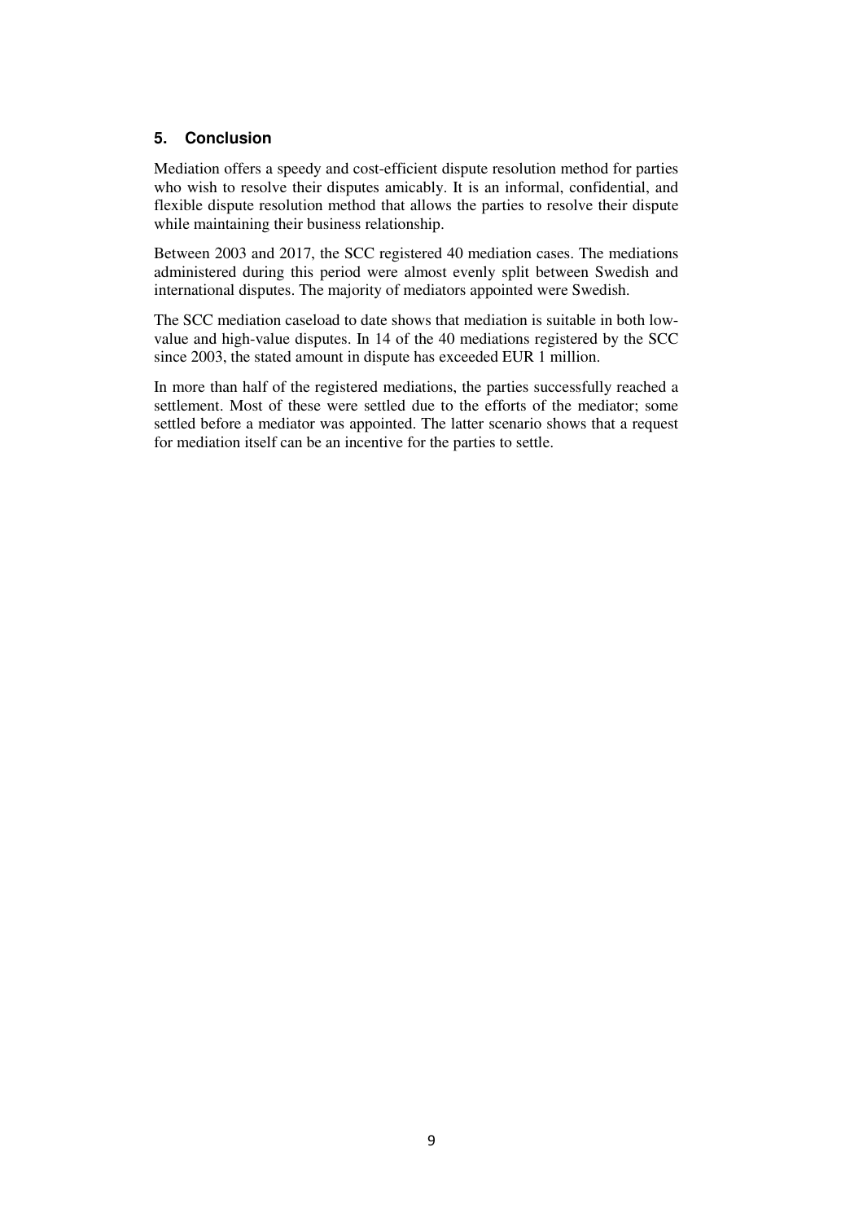## 5. Conclusion

Mediation offers a speedy and cost-efficient dispute resolution method for parties who wish to resolve their disputes amicably. It is an informal, confidential, and flexible dispute resolution method that allows the parties to resolve their dispute while maintaining their business relationship.

Between 2003 and 2017, the SCC registered 40 mediation cases. The mediations administered during this period were almost evenly split between Swedish and international disputes. The majority of mediators appointed were Swedish.

The SCC mediation caseload to date shows that mediation is suitable in both low-value and high-value disputes. In 14 of the 40 mediations registered by the SCC since 2003, the stated amount in dispute has exceeded EUR 1 million.

In more than half of the registered mediations, the parties successfully reached a settlement. Most of these were settled due to the efforts of the mediator; some settled before a mediator was appointed. The latter scenario shows that a request for mediation itself can be an incentive for the parties to settle.